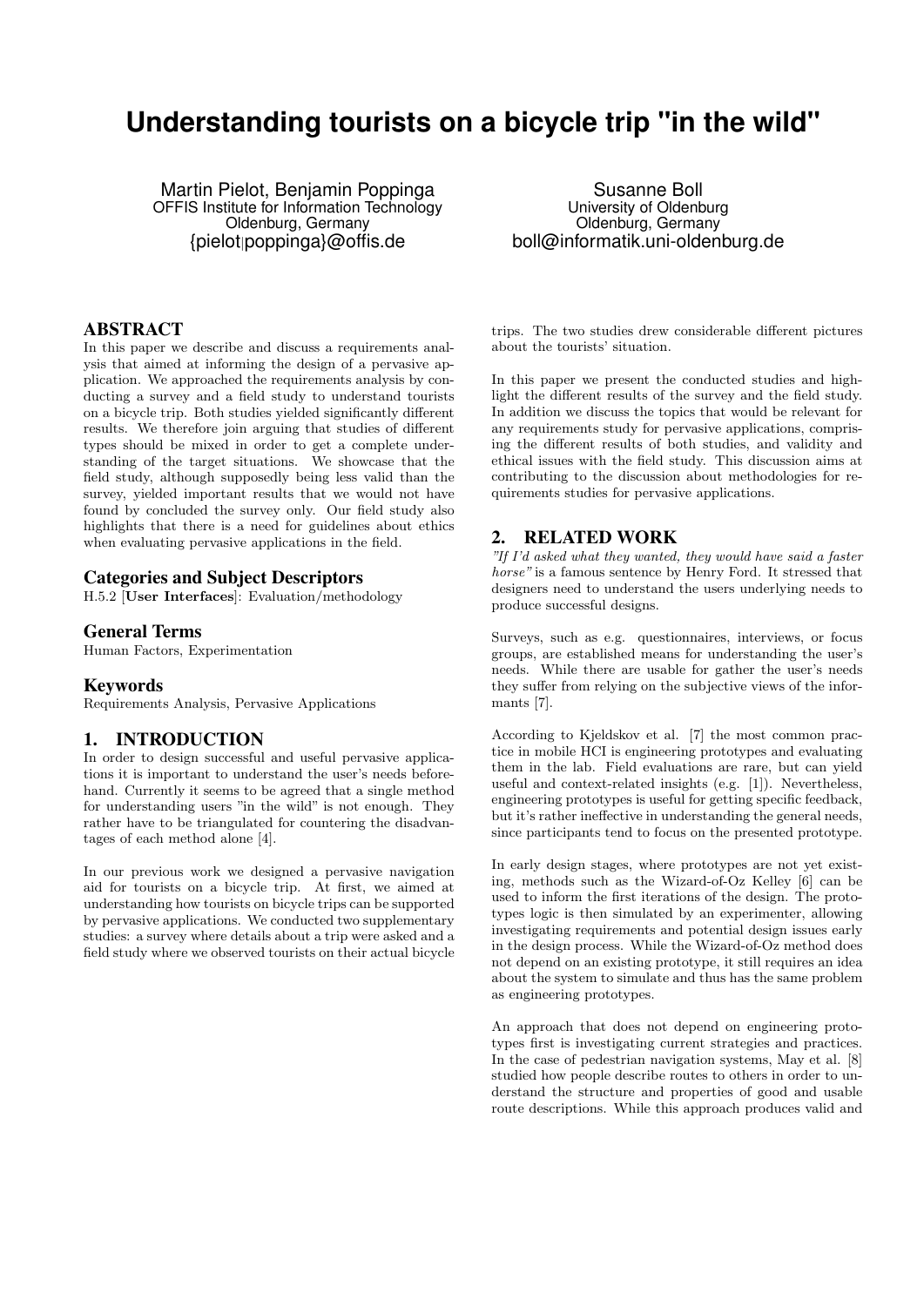# Understanding tourists on a bicycle trip "in the wild"

Martin Pielot, Benjamin Poppinga
OFFIS Institute for Information Technology
Oldenburg, Germany
{pielot|poppinga}@offis.de

Susanne Boll
University of Oldenburg
Oldenburg, Germany
boll@informatik.uni-oldenburg.de

## ABSTRACT

In this paper we describe and discuss a requirements analysis that aimed at informing the design of a pervasive application. We approached the requirements analysis by conducting a survey and a field study to understand tourists on a bicycle trip. Both studies yielded significantly different results. We therefore join arguing that studies of different types should be mixed in order to get a complete understanding of the target situations. We showcase that the field study, although supposedly being less valid than the survey, yielded important results that we would not have found by concluded the survey only. Our field study also highlights that there is a need for guidelines about ethics when evaluating pervasive applications in the field.

### Categories and Subject Descriptors

H.5.2 [**User Interfaces**]: Evaluation/methodology

### General Terms

Human Factors, Experimentation

### Keywords

Requirements Analysis, Pervasive Applications

## 1. INTRODUCTION

In order to design successful and useful pervasive applications it is important to understand the user's needs beforehand. Currently it seems to be agreed that a single method for understanding users "in the wild" is not enough. They rather have to be triangulated for countering the disadvantages of each method alone [4].

In our previous work we designed a pervasive navigation aid for tourists on a bicycle trip. At first, we aimed at understanding how tourists on bicycle trips can be supported by pervasive applications. We conducted two supplementary studies: a survey where details about a trip were asked and a field study where we observed tourists on their actual bicycle trips. The two studies drew considerable different pictures about the tourists' situation.

In this paper we present the conducted studies and highlight the different results of the survey and the field study. In addition we discuss the topics that would be relevant for any requirements study for pervasive applications, comprising the different results of both studies, and validity and ethical issues with the field study. This discussion aims at contributing to the discussion about methodologies for requirements studies for pervasive applications.

## 2. RELATED WORK

*"If I'd asked what they wanted, they would have said a faster horse"* is a famous sentence by Henry Ford. It stressed that designers need to understand the users underlying needs to produce successful designs.

Surveys, such as e.g. questionnaires, interviews, or focus groups, are established means for understanding the user's needs. While there are usable for gather the user's needs they suffer from relying on the subjective views of the informants [7].

According to Kjeldskov et al. [7] the most common practice in mobile HCI is engineering prototypes and evaluating them in the lab. Field evaluations are rare, but can yield useful and context-related insights (e.g. [1]). Nevertheless, engineering prototypes is useful for getting specific feedback, but it's rather ineffective in understanding the general needs, since participants tend to focus on the presented prototype.

In early design stages, where prototypes are not yet existing, methods such as the Wizard-of-Oz Kelley [6] can be used to inform the first iterations of the design. The prototypes logic is then simulated by an experimenter, allowing investigating requirements and potential design issues early in the design process. While the Wizard-of-Oz method does not depend on an existing prototype, it still requires an idea about the system to simulate and thus has the same problem as engineering prototypes.

An approach that does not depend on engineering prototypes first is investigating current strategies and practices. In the case of pedestrian navigation systems, May et al. [8] studied how people describe routes to others in order to understand the structure and properties of good and usable route descriptions. While this approach produces valid and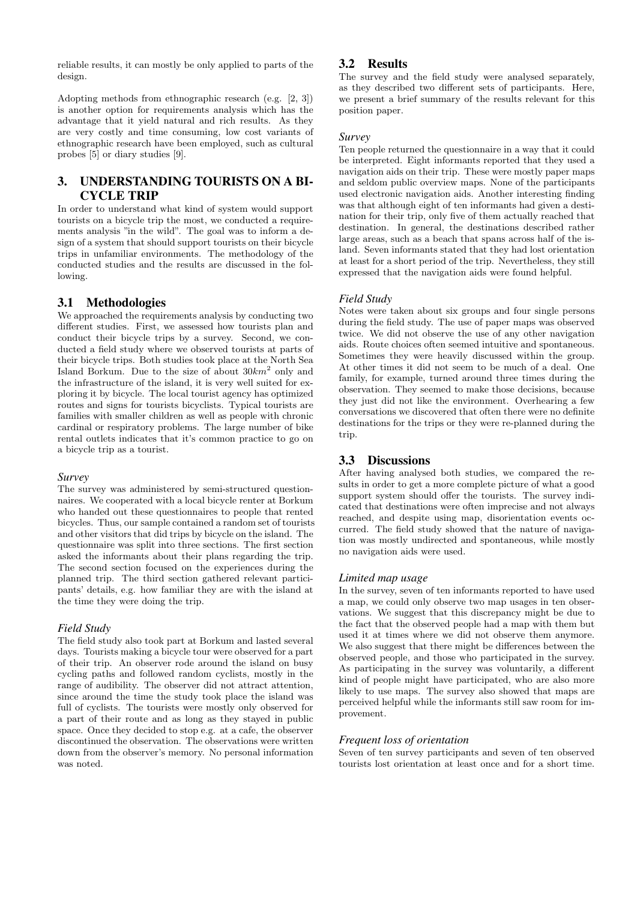reliable results, it can mostly be only applied to parts of the design.

Adopting methods from ethnographic research (e.g. [2, 3]) is another option for requirements analysis which has the advantage that it yield natural and rich results. As they are very costly and time consuming, low cost variants of ethnographic research have been employed, such as cultural probes [5] or diary studies [9].

## 3. UNDERSTANDING TOURISTS ON A BICYCLE TRIP

In order to understand what kind of system would support tourists on a bicycle trip the most, we conducted a requirements analysis "in the wild". The goal was to inform a design of a system that should support tourists on their bicycle trips in unfamiliar environments. The methodology of the conducted studies and the results are discussed in the following.

### 3.1 Methodologies

We approached the requirements analysis by conducting two different studies. First, we assessed how tourists plan and conduct their bicycle trips by a survey. Second, we conducted a field study where we observed tourists at parts of their bicycle trips. Both studies took place at the North Sea Island Borkum. Due to the size of about $30km^2$ only and the infrastructure of the island, it is very well suited for exploring it by bicycle. The local tourist agency has optimized routes and signs for tourists bicyclists. Typical tourists are families with smaller children as well as people with chronic cardinal or respiratory problems. The large number of bike rental outlets indicates that it's common practice to go on a bicycle trip as a tourist.

#### *Survey*

The survey was administered by semi-structured questionnaires. We cooperated with a local bicycle renter at Borkum who handed out these questionnaires to people that rented bicycles. Thus, our sample contained a random set of tourists and other visitors that did trips by bicycle on the island. The questionnaire was split into three sections. The first section asked the informants about their plans regarding the trip. The second section focused on the experiences during the planned trip. The third section gathered relevant participants' details, e.g. how familiar they are with the island at the time they were doing the trip.

#### *Field Study*

The field study also took part at Borkum and lasted several days. Tourists making a bicycle tour were observed for a part of their trip. An observer rode around the island on busy cycling paths and followed random cyclists, mostly in the range of audibility. The observer did not attract attention, since around the time the study took place the island was full of cyclists. The tourists were mostly only observed for a part of their route and as long as they stayed in public space. Once they decided to stop e.g. at a cafe, the observer discontinued the observation. The observations were written down from the observer's memory. No personal information was noted.

### 3.2 Results

The survey and the field study were analysed separately, as they described two different sets of participants. Here, we present a brief summary of the results relevant for this position paper.

#### *Survey*

Ten people returned the questionnaire in a way that it could be interpreted. Eight informants reported that they used a navigation aids on their trip. These were mostly paper maps and seldom public overview maps. None of the participants used electronic navigation aids. Another interesting finding was that although eight of ten informants had given a destination for their trip, only five of them actually reached that destination. In general, the destinations described rather large areas, such as a beach that spans across half of the island. Seven informants stated that they had lost orientation at least for a short period of the trip. Nevertheless, they still expressed that the navigation aids were found helpful.

#### *Field Study*

Notes were taken about six groups and four single persons during the field study. The use of paper maps was observed twice. We did not observe the use of any other navigation aids. Route choices often seemed intuitive and spontaneous. Sometimes they were heavily discussed within the group. At other times it did not seem to be much of a deal. One family, for example, turned around three times during the observation. They seemed to make those decisions, because they just did not like the environment. Overhearing a few conversations we discovered that often there were no definite destinations for the trips or they were re-planned during the trip.

### 3.3 Discussions

After having analysed both studies, we compared the results in order to get a more complete picture of what a good support system should offer the tourists. The survey indicated that destinations were often imprecise and not always reached, and despite using map, disorientation events occurred. The field study showed that the nature of navigation was mostly undirected and spontaneous, while mostly no navigation aids were used.

#### *Limited map usage*

In the survey, seven of ten informants reported to have used a map, we could only observe two map usages in ten observations. We suggest that this discrepancy might be due to the fact that the observed people had a map with them but used it at times where we did not observe them anymore. We also suggest that there might be differences between the observed people, and those who participated in the survey. As participating in the survey was voluntarily, a different kind of people might have participated, who are also more likely to use maps. The survey also showed that maps are perceived helpful while the informants still saw room for improvement.

#### *Frequent loss of orientation*

Seven of ten survey participants and seven of ten observed tourists lost orientation at least once and for a short time.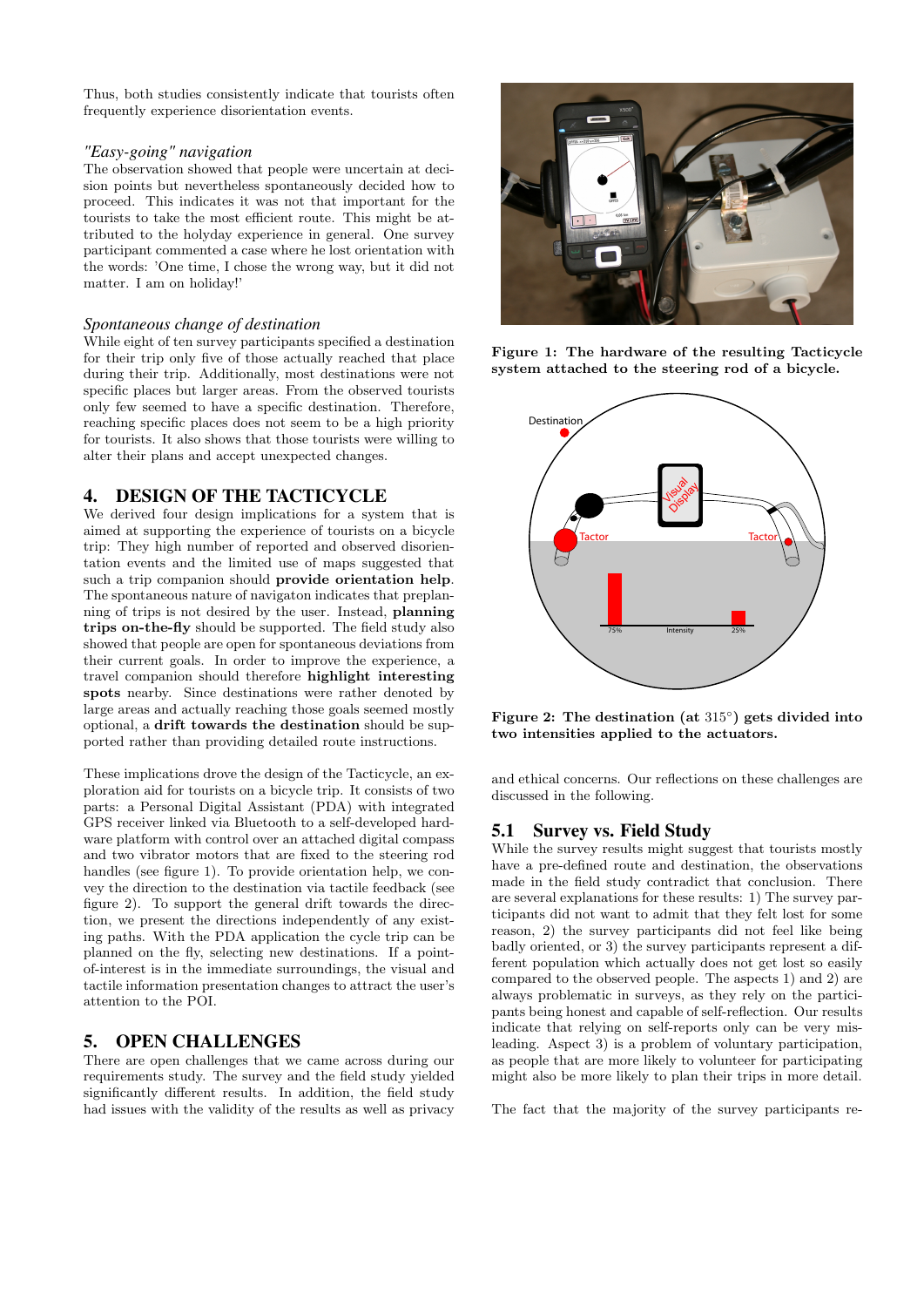Thus, both studies consistently indicate that tourists often frequently experience disorientation events.

### *"Easy-going" navigation*

The observation showed that people were uncertain at decision points but nevertheless spontaneously decided how to proceed. This indicates it was not that important for the tourists to take the most efficient route. This might be attributed to the holyday experience in general. One survey participant commented a case where he lost orientation with the words: 'One time, I chose the wrong way, but it did not matter. I am on holiday!'

### *Spontaneous change of destination*

While eight of ten survey participants specified a destination for their trip only five of those actually reached that place during their trip. Additionally, most destinations were not specific places but larger areas. From the observed tourists only few seemed to have a specific destination. Therefore, reaching specific places does not seem to be a high priority for tourists. It also shows that those tourists were willing to alter their plans and accept unexpected changes.

## 4. DESIGN OF THE TACTICYCLE

We derived four design implications for a system that is aimed at supporting the experience of tourists on a bicycle trip: They high number of reported and observed disorientation events and the limited use of maps suggested that such a trip companion should **provide orientation help**. The spontaneous nature of navigaton indicates that preplanning of trips is not desired by the user. Instead, **planning trips on-the-fly** should be supported. The field study also showed that people are open for spontaneous deviations from their current goals. In order to improve the experience, a travel companion should therefore **highlight interesting spots** nearby. Since destinations were rather denoted by large areas and actually reaching those goals seemed mostly optional, a **drift towards the destination** should be supported rather than providing detailed route instructions.

These implications drove the design of the Tacticycle, an exploration aid for tourists on a bicycle trip. It consists of two parts: a Personal Digital Assistant (PDA) with integrated GPS receiver linked via Bluetooth to a self-developed hardware platform with control over an attached digital compass and two vibrator motors that are fixed to the steering rod handles (see figure 1). To provide orientation help, we convey the direction to the destination via tactile feedback (see figure 2). To support the general drift towards the direction, we present the directions independently of any existing paths. With the PDA application the cycle trip can be planned on the fly, selecting new destinations. If a point-of-interest is in the immediate surroundings, the visual and tactile information presentation changes to attract the user's attention to the POI.

Figure 1: The hardware of the resulting Tacticycle system attached to the steering rod of a bicycle.

Figure 2: The destination (at 315°) gets divided into two intensities applied to the actuators.

## 5. OPEN CHALLENGES

There are open challenges that we came across during our requirements study. The survey and the field study yielded significantly different results. In addition, the field study had issues with the validity of the results as well as privacy and ethical concerns. Our reflections on these challenges are discussed in the following.

### 5.1 Survey vs. Field Study

While the survey results might suggest that tourists mostly have a pre-defined route and destination, the observations made in the field study contradict that conclusion. There are several explanations for these results: 1) The survey participants did not want to admit that they felt lost for some reason, 2) the survey participants did not feel like being badly oriented, or 3) the survey participants represent a different population which actually does not get lost so easily compared to the observed people. The aspects 1) and 2) are always problematic in surveys, as they rely on the participants being honest and capable of self-reflection. Our results indicate that relying on self-reports only can be very misleading. Aspect 3) is a problem of voluntary participation, as people that are more likely to volunteer for participating might also be more likely to plan their trips in more detail.

The fact that the majority of the survey participants re-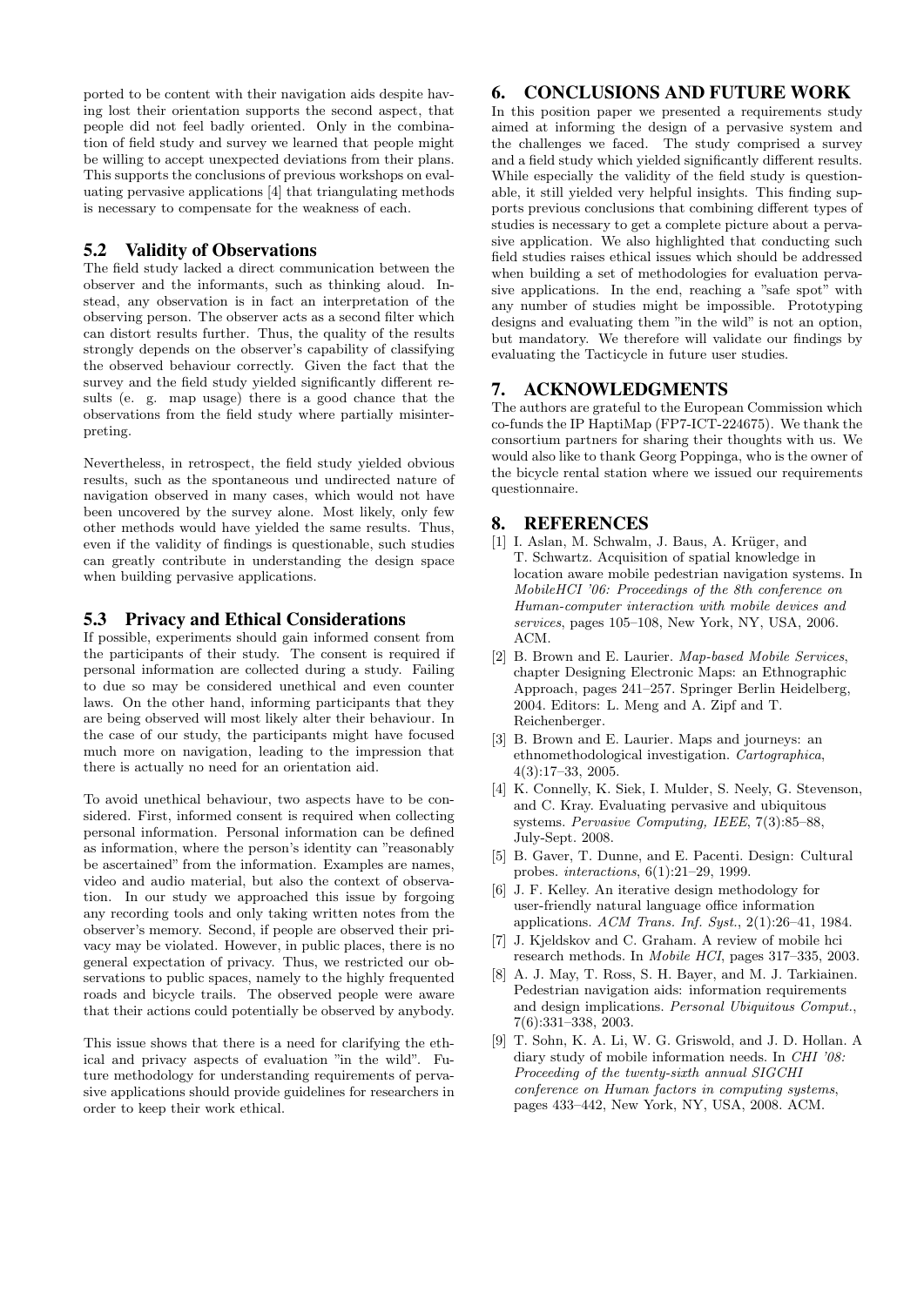ported to be content with their navigation aids despite having lost their orientation supports the second aspect, that people did not feel badly oriented. Only in the combination of field study and survey we learned that people might be willing to accept unexpected deviations from their plans. This supports the conclusions of previous workshops on evaluating pervasive applications [4] that triangulating methods is necessary to compensate for the weakness of each.

## 5.2 Validity of Observations

The field study lacked a direct communication between the observer and the informants, such as thinking aloud. Instead, any observation is in fact an interpretation of the observing person. The observer acts as a second filter which can distort results further. Thus, the quality of the results strongly depends on the observer's capability of classifying the observed behaviour correctly. Given the fact that the survey and the field study yielded significantly different results (e. g. map usage) there is a good chance that the observations from the field study where partially misinterpreting.

Nevertheless, in retrospect, the field study yielded obvious results, such as the spontaneous und undirected nature of navigation observed in many cases, which would not have been uncovered by the survey alone. Most likely, only few other methods would have yielded the same results. Thus, even if the validity of findings is questionable, such studies can greatly contribute in understanding the design space when building pervasive applications.

## 5.3 Privacy and Ethical Considerations

If possible, experiments should gain informed consent from the participants of their study. The consent is required if personal information are collected during a study. Failing to due so may be considered unethical and even counter laws. On the other hand, informing participants that they are being observed will most likely alter their behaviour. In the case of our study, the participants might have focused much more on navigation, leading to the impression that there is actually no need for an orientation aid.

To avoid unethical behaviour, two aspects have to be considered. First, informed consent is required when collecting personal information. Personal information can be defined as information, where the person's identity can "reasonably be ascertained" from the information. Examples are names, video and audio material, but also the context of observation. In our study we approached this issue by forgoing any recording tools and only taking written notes from the observer's memory. Second, if people are observed their privacy may be violated. However, in public places, there is no general expectation of privacy. Thus, we restricted our observations to public spaces, namely to the highly frequented roads and bicycle trails. The observed people were aware that their actions could potentially be observed by anybody.

This issue shows that there is a need for clarifying the ethical and privacy aspects of evaluation "in the wild". Future methodology for understanding requirements of pervasive applications should provide guidelines for researchers in order to keep their work ethical.

# 6. CONCLUSIONS AND FUTURE WORK

In this position paper we presented a requirements study aimed at informing the design of a pervasive system and the challenges we faced. The study comprised a survey and a field study which yielded significantly different results. While especially the validity of the field study is questionable, it still yielded very helpful insights. This finding supports previous conclusions that combining different types of studies is necessary to get a complete picture about a pervasive application. We also highlighted that conducting such field studies raises ethical issues which should be addressed when building a set of methodologies for evaluation pervasive applications. In the end, reaching a "safe spot" with any number of studies might be impossible. Prototyping designs and evaluating them "in the wild" is not an option, but mandatory. We therefore will validate our findings by evaluating the Tacticycle in future user studies.

# 7. ACKNOWLEDGMENTS

The authors are grateful to the European Commission which co-funds the IP HaptiMap (FP7-ICT-224675). We thank the consortium partners for sharing their thoughts with us. We would also like to thank Georg Poppinga, who is the owner of the bicycle rental station where we issued our requirements questionnaire.

# 8. REFERENCES

[1] I. Aslan, M. Schwalm, J. Baus, A. Krüger, and T. Schwartz. Acquisition of spatial knowledge in location aware mobile pedestrian navigation systems. In *MobileHCI '06: Proceedings of the 8th conference on Human-computer interaction with mobile devices and services*, pages 105–108, New York, NY, USA, 2006. ACM.

[2] B. Brown and E. Laurier. *Map-based Mobile Services*, chapter Designing Electronic Maps: an Ethnographic Approach, pages 241–257. Springer Berlin Heidelberg, 2004. Editors: L. Meng and A. Zipf and T. Reichenberger.

[3] B. Brown and E. Laurier. Maps and journeys: an ethnomethodological investigation. *Cartographica*, 4(3):17–33, 2005.

[4] K. Connelly, K. Siek, I. Mulder, S. Neely, G. Stevenson, and C. Kray. Evaluating pervasive and ubiquitous systems. *Pervasive Computing, IEEE*, 7(3):85–88, July-Sept. 2008.

[5] B. Gaver, T. Dunne, and E. Pacenti. Design: Cultural probes. *interactions*, 6(1):21–29, 1999.

[6] J. F. Kelley. An iterative design methodology for user-friendly natural language office information applications. *ACM Trans. Inf. Syst.*, 2(1):26–41, 1984.

[7] J. Kjeldskov and C. Graham. A review of mobile hci research methods. In *Mobile HCI*, pages 317–335, 2003.

[8] A. J. May, T. Ross, S. H. Bayer, and M. J. Tarkiainen. Pedestrian navigation aids: information requirements and design implications. *Personal Ubiquitous Comput.*, 7(6):331–338, 2003.

[9] T. Sohn, K. A. Li, W. G. Griswold, and J. D. Hollan. A diary study of mobile information needs. In *CHI '08: Proceeding of the twenty-sixth annual SIGCHI conference on Human factors in computing systems*, pages 433–442, New York, NY, USA, 2008. ACM.